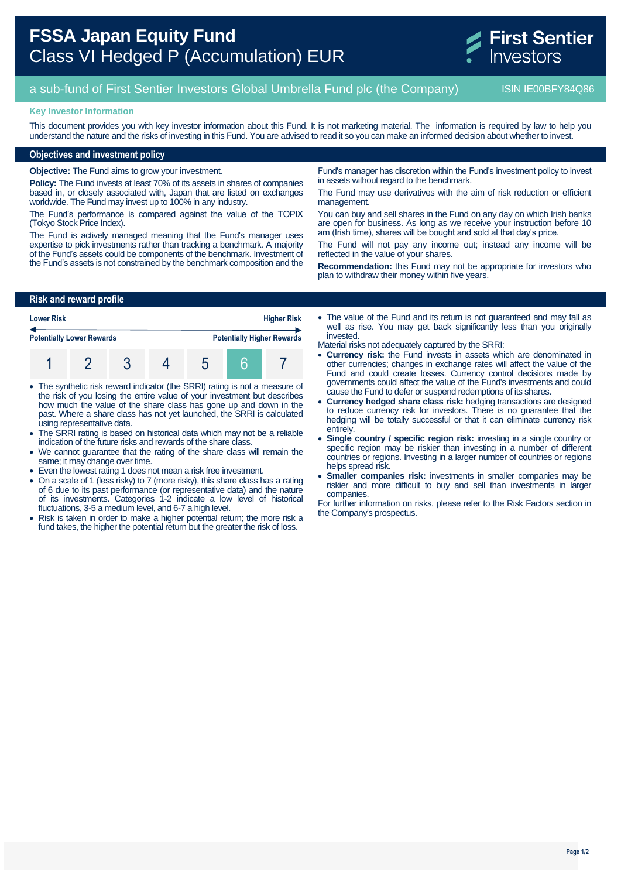# FSSA Japan Equity Fund
Class VI Hedged P (Accumulation) EUR

First Sentier Investors

a sub-fund of First Sentier Investors Global Umbrella Fund plc (the Company) ISIN IE00BFY84Q86

**Key Investor Information**

This document provides you with key investor information about this Fund. It is not marketing material. The information is required by law to help you understand the nature and the risks of investing in this Fund. You are advised to read it so you can make an informed decision about whether to invest.

## Objectives and investment policy

**Objective:** The Fund aims to grow your investment.

**Policy:** The Fund invests at least 70% of its assets in shares of companies based in, or closely associated with, Japan that are listed on exchanges worldwide. The Fund may invest up to 100% in any industry.

The Fund's performance is compared against the value of the TOPIX (Tokyo Stock Price Index).

The Fund is actively managed meaning that the Fund's manager uses expertise to pick investments rather than tracking a benchmark. A majority of the Fund's assets could be components of the benchmark. Investment of the Fund's assets is not constrained by the benchmark composition and the Fund's manager has discretion within the Fund's investment policy to invest in assets without regard to the benchmark.

The Fund may use derivatives with the aim of risk reduction or efficient management.

You can buy and sell shares in the Fund on any day on which Irish banks are open for business. As long as we receive your instruction before 10 am (Irish time), shares will be bought and sold at that day's price.

The Fund will not pay any income out; instead any income will be reflected in the value of your shares.

**Recommendation:** this Fund may not be appropriate for investors who plan to withdraw their money within five years.

## Risk and reward profile

| Lower Risk | | | | | | Higher Risk |
|---|---|---|---|---|---|---|
| Potentially Lower Rewards | | | | | | Potentially Higher Rewards |
| 1 | 2 | 3 | 4 | 5 | **6** | 7 |

- The synthetic risk reward indicator (the SRRI) rating is not a measure of the risk of you losing the entire value of your investment but describes how much the value of the share class has gone up and down in the past. Where a share class has not yet launched, the SRRI is calculated using representative data.
- The SRRI rating is based on historical data which may not be a reliable indication of the future risks and rewards of the share class.
- We cannot guarantee that the rating of the share class will remain the same; it may change over time.
- Even the lowest rating 1 does not mean a risk free investment.
- On a scale of 1 (less risky) to 7 (more risky), this share class has a rating of 6 due to its past performance (or representative data) and the nature of its investments. Categories 1-2 indicate a low level of historical fluctuations, 3-5 a medium level, and 6-7 a high level.
- Risk is taken in order to make a higher potential return; the more risk a fund takes, the higher the potential return but the greater the risk of loss.
- The value of the Fund and its return is not guaranteed and may fall as well as rise. You may get back significantly less than you originally invested.

Material risks not adequately captured by the SRRI:

- **Currency risk:** the Fund invests in assets which are denominated in other currencies; changes in exchange rates will affect the value of the Fund and could create losses. Currency control decisions made by governments could affect the value of the Fund's investments and could cause the Fund to defer or suspend redemptions of its shares.
- **Currency hedged share class risk:** hedging transactions are designed to reduce currency risk for investors. There is no guarantee that the hedging will be totally successful or that it can eliminate currency risk entirely.
- **Single country / specific region risk:** investing in a single country or specific region may be riskier than investing in a number of different countries or regions. Investing in a larger number of countries or regions helps spread risk.
- **Smaller companies risk:** investments in smaller companies may be riskier and more difficult to buy and sell than investments in larger companies.

For further information on risks, please refer to the Risk Factors section in the Company's prospectus.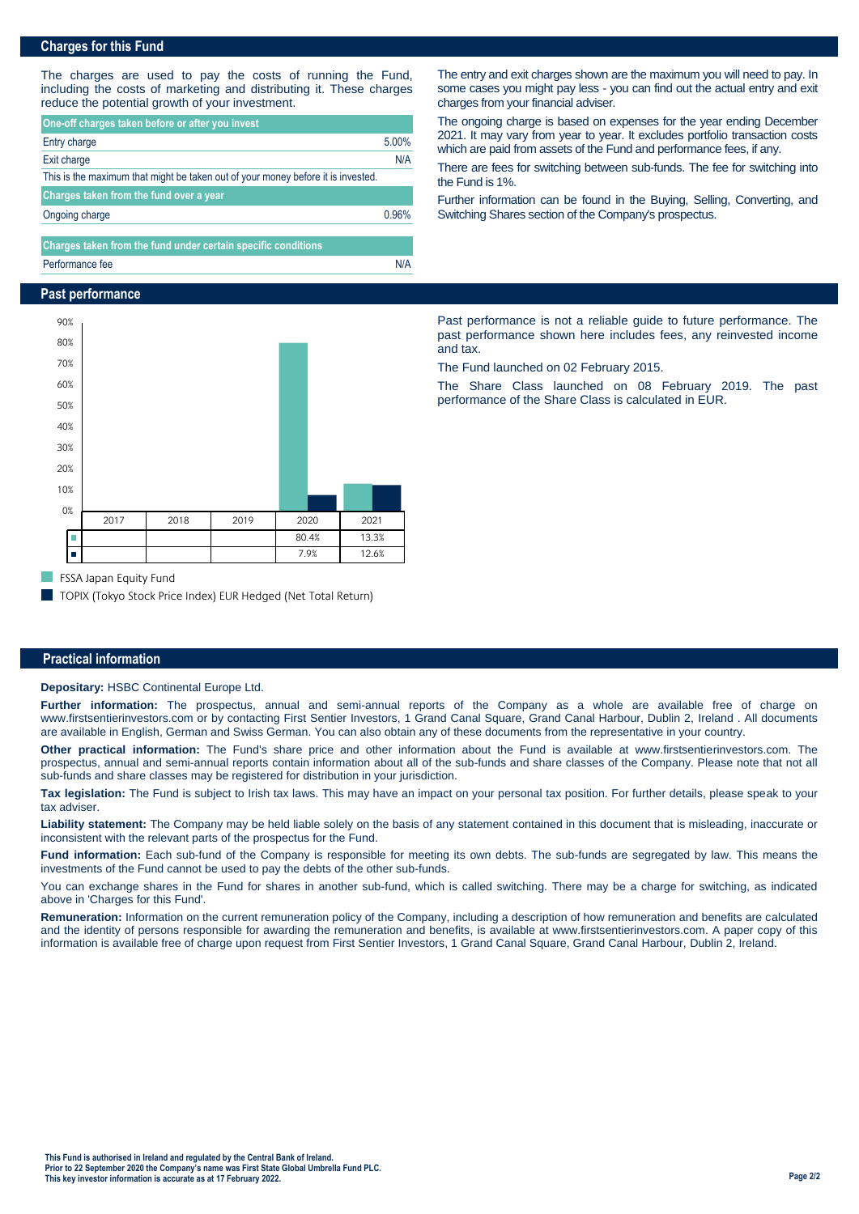## Charges for this Fund

The charges are used to pay the costs of running the Fund, including the costs of marketing and distributing it. These charges reduce the potential growth of your investment.

| One-off charges taken before or after you invest | |
|---|---|
| Entry charge | 5.00% |
| Exit charge | N/A |
| This is the maximum that might be taken out of your money before it is invested. | |
| **Charges taken from the fund over a year** | |
| Ongoing charge | 0.96% |
| **Charges taken from the fund under certain specific conditions** | |
| Performance fee | N/A |

The entry and exit charges shown are the maximum you will need to pay. In some cases you might pay less - you can find out the actual entry and exit charges from your financial adviser.

The ongoing charge is based on expenses for the year ending December 2021. It may vary from year to year. It excludes portfolio transaction costs which are paid from assets of the Fund and performance fees, if any.

There are fees for switching between sub-funds. The fee for switching into the Fund is 1%.

Further information can be found in the Buying, Selling, Converting, and Switching Shares section of the Company's prospectus.

## Past performance

90%
80%
70%
60%
50%
40%
30%
20%
10%
0%

2017 2018 2019 2020 2021

80.4% 13.3%

7.9% 12.6%

FSSA Japan Equity Fund

TOPIX (Tokyo Stock Price Index) EUR Hedged (Net Total Return)

Past performance is not a reliable guide to future performance. The past performance shown here includes fees, any reinvested income and tax.

The Fund launched on 02 February 2015.

The Share Class launched on 08 February 2019. The past performance of the Share Class is calculated in EUR.

## Practical information

**Depositary:** HSBC Continental Europe Ltd.

**Further information:** The prospectus, annual and semi-annual reports of the Company as a whole are available free of charge on www.firstsentierinvestors.com or by contacting First Sentier Investors, 1 Grand Canal Square, Grand Canal Harbour, Dublin 2, Ireland . All documents are available in English, German and Swiss German. You can also obtain any of these documents from the representative in your country.

**Other practical information:** The Fund's share price and other information about the Fund is available at www.firstsentierinvestors.com. The prospectus, annual and semi-annual reports contain information about all of the sub-funds and share classes of the Company. Please note that not all sub-funds and share classes may be registered for distribution in your jurisdiction.

**Tax legislation:** The Fund is subject to Irish tax laws. This may have an impact on your personal tax position. For further details, please speak to your tax adviser.

**Liability statement:** The Company may be held liable solely on the basis of any statement contained in this document that is misleading, inaccurate or inconsistent with the relevant parts of the prospectus for the Fund.

**Fund information:** Each sub-fund of the Company is responsible for meeting its own debts. The sub-funds are segregated by law. This means the investments of the Fund cannot be used to pay the debts of the other sub-funds.

You can exchange shares in the Fund for shares in another sub-fund, which is called switching. There may be a charge for switching, as indicated above in 'Charges for this Fund'.

**Remuneration:** Information on the current remuneration policy of the Company, including a description of how remuneration and benefits are calculated and the identity of persons responsible for awarding the remuneration and benefits, is available at www.firstsentierinvestors.com. A paper copy of this information is available free of charge upon request from First Sentier Investors, 1 Grand Canal Square, Grand Canal Harbour, Dublin 2, Ireland.

**This Fund is authorised in Ireland and regulated by the Central Bank of Ireland.**
**Prior to 22 September 2020 the Company's name was First State Global Umbrella Fund PLC.**
**This key investor information is accurate as at 17 February 2022.**